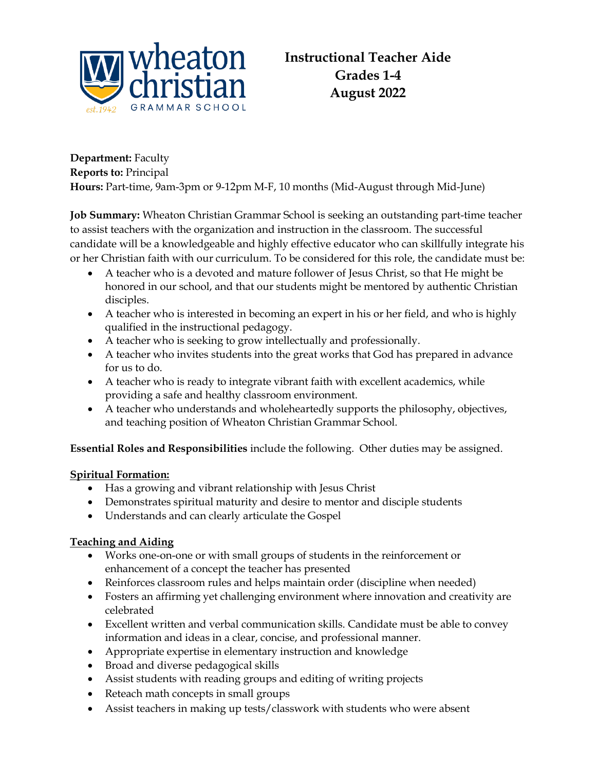wheaton christian GRAMMAR SCHOOL est.1942

# Instructional Teacher Aide Grades 1-4 August 2022

**Department:** Faculty
**Reports to:** Principal
**Hours:** Part-time, 9am-3pm or 9-12pm M-F, 10 months (Mid-August through Mid-June)

**Job Summary:** Wheaton Christian Grammar School is seeking an outstanding part-time teacher to assist teachers with the organization and instruction in the classroom. The successful candidate will be a knowledgeable and highly effective educator who can skillfully integrate his or her Christian faith with our curriculum. To be considered for this role, the candidate must be:

- A teacher who is a devoted and mature follower of Jesus Christ, so that He might be honored in our school, and that our students might be mentored by authentic Christian disciples.
- A teacher who is interested in becoming an expert in his or her field, and who is highly qualified in the instructional pedagogy.
- A teacher who is seeking to grow intellectually and professionally.
- A teacher who invites students into the great works that God has prepared in advance for us to do.
- A teacher who is ready to integrate vibrant faith with excellent academics, while providing a safe and healthy classroom environment.
- A teacher who understands and wholeheartedly supports the philosophy, objectives, and teaching position of Wheaton Christian Grammar School.

**Essential Roles and Responsibilities** include the following. Other duties may be assigned.

**Spiritual Formation:**

- Has a growing and vibrant relationship with Jesus Christ
- Demonstrates spiritual maturity and desire to mentor and disciple students
- Understands and can clearly articulate the Gospel

**Teaching and Aiding**

- Works one-on-one or with small groups of students in the reinforcement or enhancement of a concept the teacher has presented
- Reinforces classroom rules and helps maintain order (discipline when needed)
- Fosters an affirming yet challenging environment where innovation and creativity are celebrated
- Excellent written and verbal communication skills. Candidate must be able to convey information and ideas in a clear, concise, and professional manner.
- Appropriate expertise in elementary instruction and knowledge
- Broad and diverse pedagogical skills
- Assist students with reading groups and editing of writing projects
- Reteach math concepts in small groups
- Assist teachers in making up tests/classwork with students who were absent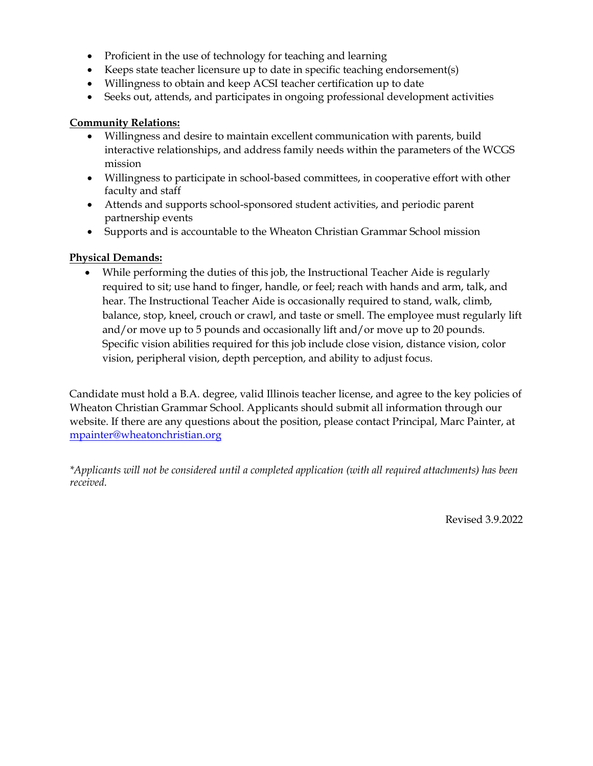- Proficient in the use of technology for teaching and learning
- Keeps state teacher licensure up to date in specific teaching endorsement(s)
- Willingness to obtain and keep ACSI teacher certification up to date
- Seeks out, attends, and participates in ongoing professional development activities

**Community Relations:**

- Willingness and desire to maintain excellent communication with parents, build interactive relationships, and address family needs within the parameters of the WCGS mission
- Willingness to participate in school-based committees, in cooperative effort with other faculty and staff
- Attends and supports school-sponsored student activities, and periodic parent partnership events
- Supports and is accountable to the Wheaton Christian Grammar School mission

**Physical Demands:**

- While performing the duties of this job, the Instructional Teacher Aide is regularly required to sit; use hand to finger, handle, or feel; reach with hands and arm, talk, and hear. The Instructional Teacher Aide is occasionally required to stand, walk, climb, balance, stop, kneel, crouch or crawl, and taste or smell. The employee must regularly lift and/or move up to 5 pounds and occasionally lift and/or move up to 20 pounds. Specific vision abilities required for this job include close vision, distance vision, color vision, peripheral vision, depth perception, and ability to adjust focus.

Candidate must hold a B.A. degree, valid Illinois teacher license, and agree to the key policies of Wheaton Christian Grammar School. Applicants should submit all information through our website. If there are any questions about the position, please contact Principal, Marc Painter, at mpainter@wheatonchristian.org

*\*Applicants will not be considered until a completed application (with all required attachments) has been received.*

Revised 3.9.2022